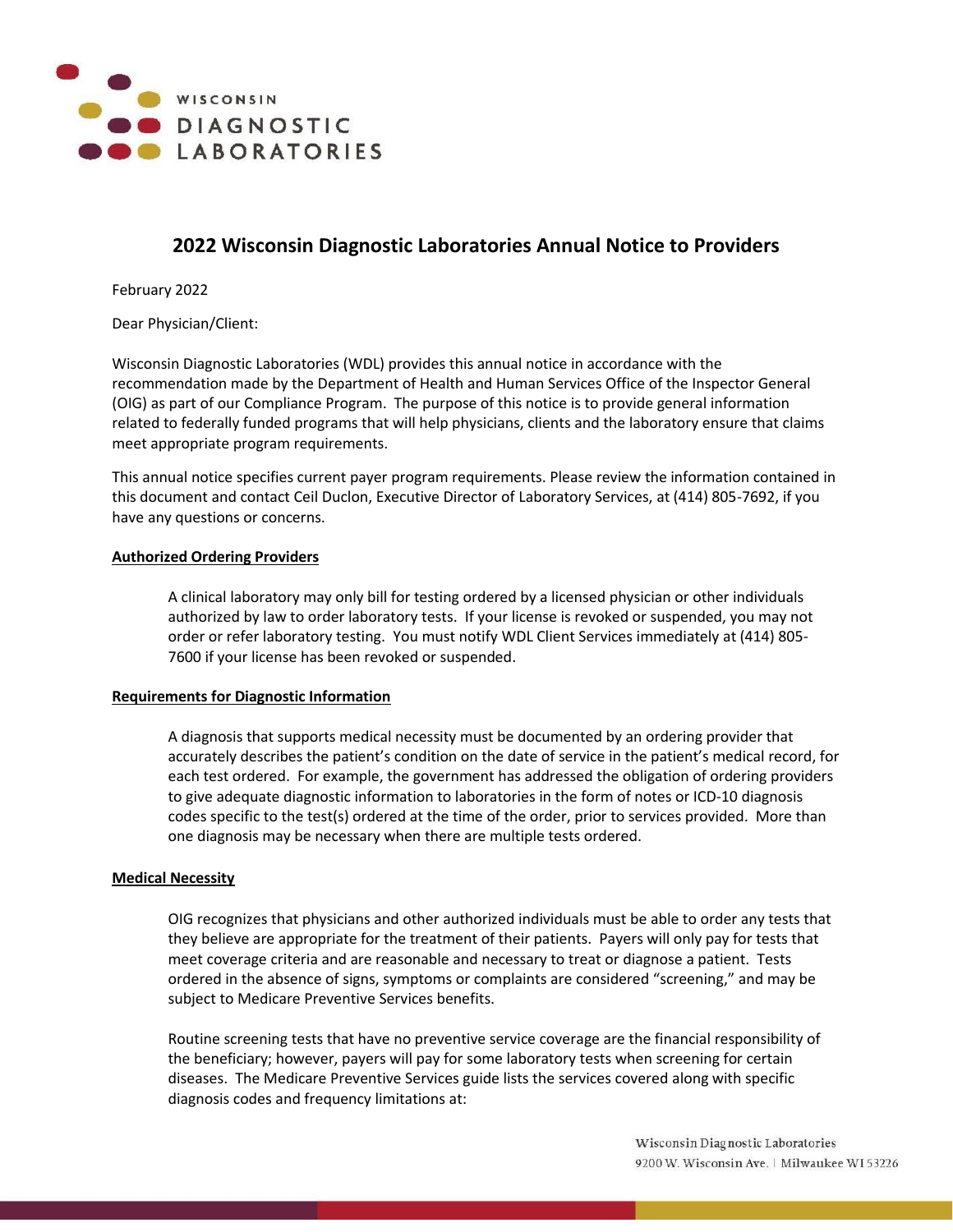WISCONSIN DIAGNOSTIC LABORATORIES

# 2022 Wisconsin Diagnostic Laboratories Annual Notice to Providers

February 2022

Dear Physician/Client:

Wisconsin Diagnostic Laboratories (WDL) provides this annual notice in accordance with the recommendation made by the Department of Health and Human Services Office of the Inspector General (OIG) as part of our Compliance Program. The purpose of this notice is to provide general information related to federally funded programs that will help physicians, clients and the laboratory ensure that claims meet appropriate program requirements.

This annual notice specifies current payer program requirements. Please review the information contained in this document and contact Ceil Duclon, Executive Director of Laboratory Services, at (414) 805-7692, if you have any questions or concerns.

## Authorized Ordering Providers

A clinical laboratory may only bill for testing ordered by a licensed physician or other individuals authorized by law to order laboratory tests. If your license is revoked or suspended, you may not order or refer laboratory testing. You must notify WDL Client Services immediately at (414) 805-7600 if your license has been revoked or suspended.

## Requirements for Diagnostic Information

A diagnosis that supports medical necessity must be documented by an ordering provider that accurately describes the patient's condition on the date of service in the patient's medical record, for each test ordered. For example, the government has addressed the obligation of ordering providers to give adequate diagnostic information to laboratories in the form of notes or ICD-10 diagnosis codes specific to the test(s) ordered at the time of the order, prior to services provided. More than one diagnosis may be necessary when there are multiple tests ordered.

## Medical Necessity

OIG recognizes that physicians and other authorized individuals must be able to order any tests that they believe are appropriate for the treatment of their patients. Payers will only pay for tests that meet coverage criteria and are reasonable and necessary to treat or diagnose a patient. Tests ordered in the absence of signs, symptoms or complaints are considered "screening," and may be subject to Medicare Preventive Services benefits.

Routine screening tests that have no preventive service coverage are the financial responsibility of the beneficiary; however, payers will pay for some laboratory tests when screening for certain diseases. The Medicare Preventive Services guide lists the services covered along with specific diagnosis codes and frequency limitations at: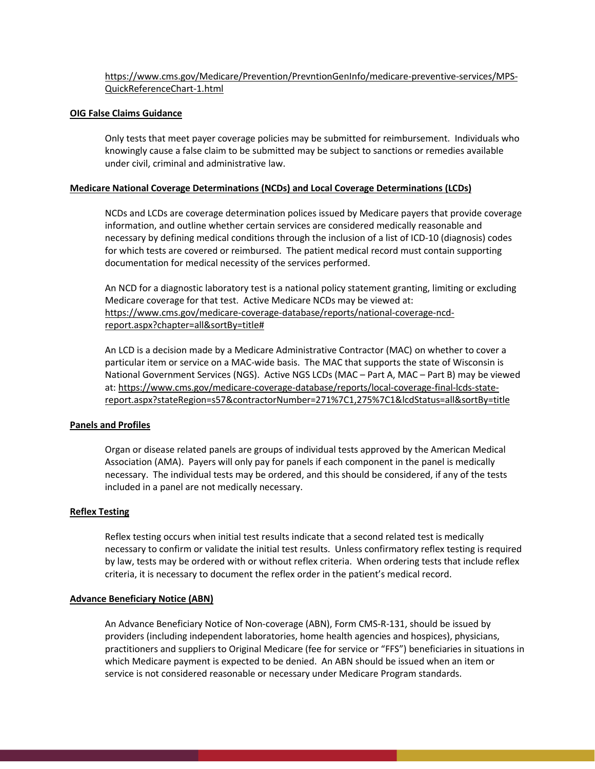https://www.cms.gov/Medicare/Prevention/PrevntionGenInfo/medicare-preventive-services/MPS-QuickReferenceChart-1.html

**OIG False Claims Guidance**

Only tests that meet payer coverage policies may be submitted for reimbursement. Individuals who knowingly cause a false claim to be submitted may be subject to sanctions or remedies available under civil, criminal and administrative law.

**Medicare National Coverage Determinations (NCDs) and Local Coverage Determinations (LCDs)**

NCDs and LCDs are coverage determination polices issued by Medicare payers that provide coverage information, and outline whether certain services are considered medically reasonable and necessary by defining medical conditions through the inclusion of a list of ICD-10 (diagnosis) codes for which tests are covered or reimbursed. The patient medical record must contain supporting documentation for medical necessity of the services performed.

An NCD for a diagnostic laboratory test is a national policy statement granting, limiting or excluding Medicare coverage for that test. Active Medicare NCDs may be viewed at: https://www.cms.gov/medicare-coverage-database/reports/national-coverage-ncd-report.aspx?chapter=all&sortBy=title#

An LCD is a decision made by a Medicare Administrative Contractor (MAC) on whether to cover a particular item or service on a MAC-wide basis. The MAC that supports the state of Wisconsin is National Government Services (NGS). Active NGS LCDs (MAC – Part A, MAC – Part B) may be viewed at: https://www.cms.gov/medicare-coverage-database/reports/local-coverage-final-lcds-state-report.aspx?stateRegion=s57&contractorNumber=271%7C1,275%7C1&lcdStatus=all&sortBy=title

**Panels and Profiles**

Organ or disease related panels are groups of individual tests approved by the American Medical Association (AMA). Payers will only pay for panels if each component in the panel is medically necessary. The individual tests may be ordered, and this should be considered, if any of the tests included in a panel are not medically necessary.

**Reflex Testing**

Reflex testing occurs when initial test results indicate that a second related test is medically necessary to confirm or validate the initial test results. Unless confirmatory reflex testing is required by law, tests may be ordered with or without reflex criteria. When ordering tests that include reflex criteria, it is necessary to document the reflex order in the patient's medical record.

**Advance Beneficiary Notice (ABN)**

An Advance Beneficiary Notice of Non-coverage (ABN), Form CMS-R-131, should be issued by providers (including independent laboratories, home health agencies and hospices), physicians, practitioners and suppliers to Original Medicare (fee for service or "FFS") beneficiaries in situations in which Medicare payment is expected to be denied. An ABN should be issued when an item or service is not considered reasonable or necessary under Medicare Program standards.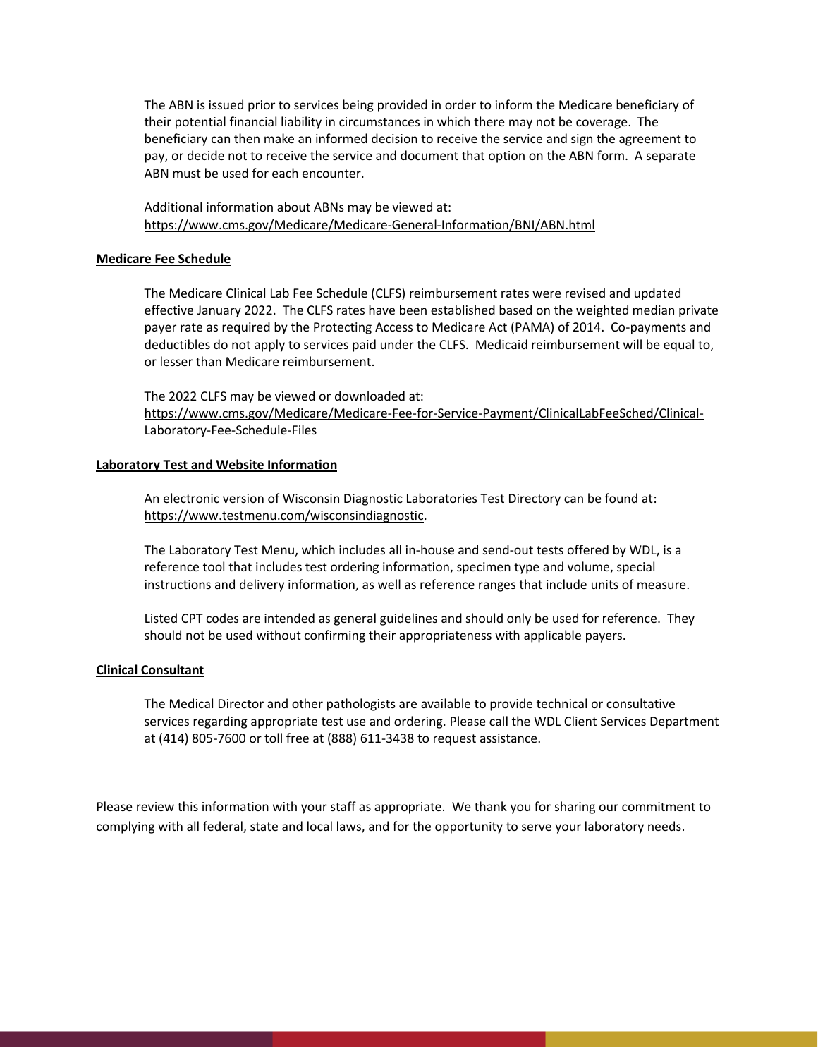The ABN is issued prior to services being provided in order to inform the Medicare beneficiary of their potential financial liability in circumstances in which there may not be coverage. The beneficiary can then make an informed decision to receive the service and sign the agreement to pay, or decide not to receive the service and document that option on the ABN form. A separate ABN must be used for each encounter.

Additional information about ABNs may be viewed at: https://www.cms.gov/Medicare/Medicare-General-Information/BNI/ABN.html

**Medicare Fee Schedule**

The Medicare Clinical Lab Fee Schedule (CLFS) reimbursement rates were revised and updated effective January 2022. The CLFS rates have been established based on the weighted median private payer rate as required by the Protecting Access to Medicare Act (PAMA) of 2014. Co-payments and deductibles do not apply to services paid under the CLFS. Medicaid reimbursement will be equal to, or lesser than Medicare reimbursement.

The 2022 CLFS may be viewed or downloaded at: https://www.cms.gov/Medicare/Medicare-Fee-for-Service-Payment/ClinicalLabFeeSched/Clinical-Laboratory-Fee-Schedule-Files

**Laboratory Test and Website Information**

An electronic version of Wisconsin Diagnostic Laboratories Test Directory can be found at: https://www.testmenu.com/wisconsindiagnostic.

The Laboratory Test Menu, which includes all in-house and send-out tests offered by WDL, is a reference tool that includes test ordering information, specimen type and volume, special instructions and delivery information, as well as reference ranges that include units of measure.

Listed CPT codes are intended as general guidelines and should only be used for reference. They should not be used without confirming their appropriateness with applicable payers.

**Clinical Consultant**

The Medical Director and other pathologists are available to provide technical or consultative services regarding appropriate test use and ordering. Please call the WDL Client Services Department at (414) 805-7600 or toll free at (888) 611-3438 to request assistance.

Please review this information with your staff as appropriate. We thank you for sharing our commitment to complying with all federal, state and local laws, and for the opportunity to serve your laboratory needs.